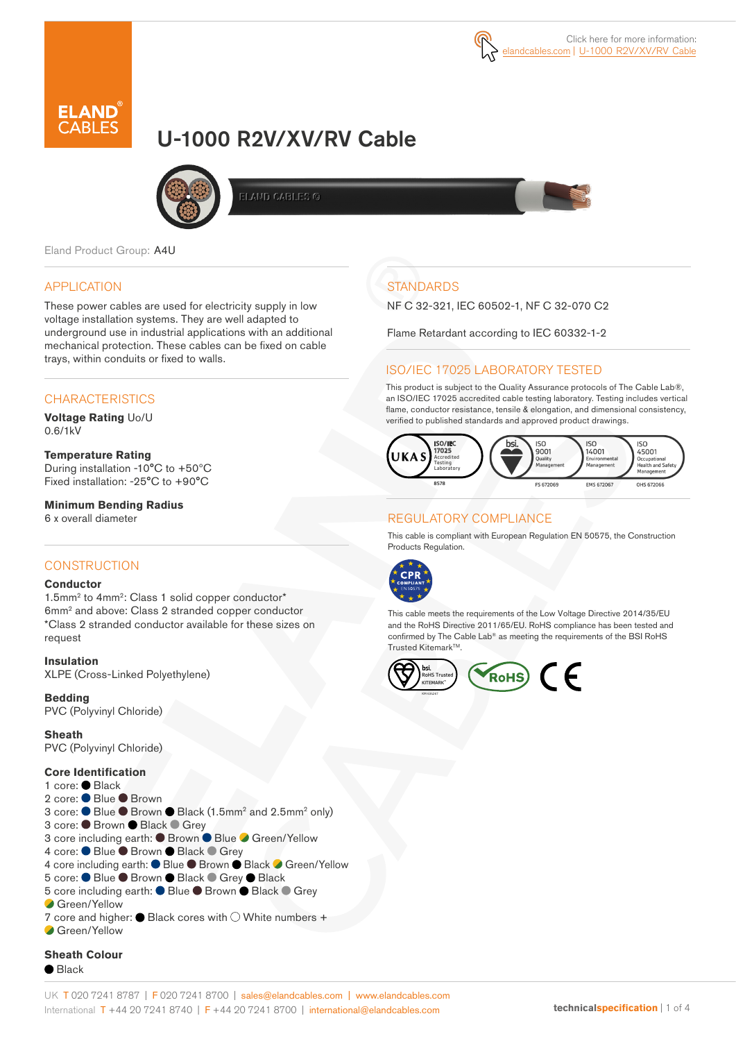Click here for more information: elandcables.com | U-1000 R2V/XV/RV Cable

# U-1000 R2V/XV/RV Cable

Eland Product Group: A4U

## APPLICATION

These power cables are used for electricity supply in low voltage installation systems. They are well adapted to underground use in industrial applications with an additional mechanical protection. These cables can be fixed on cable trays, within conduits or fixed to walls.

## CHARACTERISTICS

**Voltage Rating** Uo/U
0.6/1kV

**Temperature Rating**
During installation -10°C to +50°C
Fixed installation: -25°C to +90°C

**Minimum Bending Radius**
6 x overall diameter

## CONSTRUCTION

**Conductor**
1.5mm² to 4mm²: Class 1 solid copper conductor*
6mm² and above: Class 2 stranded copper conductor
*Class 2 stranded conductor available for these sizes on request

**Insulation**
XLPE (Cross-Linked Polyethylene)

**Bedding**
PVC (Polyvinyl Chloride)

**Sheath**
PVC (Polyvinyl Chloride)

**Core Identification**
1 core: ● Black
2 core: ● Blue ● Brown
3 core: ● Blue ● Brown ● Black (1.5mm² and 2.5mm² only)
3 core: ● Brown ● Black ● Grey
3 core including earth: ● Brown ● Blue ● Green/Yellow
4 core: ● Blue ● Brown ● Black ● Grey
4 core including earth: ● Blue ● Brown ● Black ● Green/Yellow
5 core: ● Blue ● Brown ● Black ● Grey ● Black
5 core including earth: ● Blue ● Brown ● Black ● Grey ● Green/Yellow
7 core and higher: ● Black cores with ○ White numbers + ● Green/Yellow

**Sheath Colour**
● Black

## STANDARDS

NF C 32-321, IEC 60502-1, NF C 32-070 C2

Flame Retardant according to IEC 60332-1-2

## ISO/IEC 17025 LABORATORY TESTED

This product is subject to the Quality Assurance protocols of The Cable Lab®, an ISO/IEC 17025 accredited cable testing laboratory. Testing includes vertical flame, conductor resistance, tensile & elongation, and dimensional consistency, verified to published standards and approved product drawings.

UKAS ISO/IEC 17025 Accredited Testing Laboratory 8578 | bsi. ISO 9001 Quality Management FS 672069 | ISO 14001 Environmental Management EMS 672067 | ISO 45001 Occupational Health and Safety Management OHS 672066

## REGULATORY COMPLIANCE

This cable is compliant with European Regulation EN 50575, the Construction Products Regulation.

CPR COMPLIANT EN 50575

This cable meets the requirements of the Low Voltage Directive 2014/35/EU and the RoHS Directive 2011/65/EU. RoHS compliance has been tested and confirmed by The Cable Lab® as meeting the requirements of the BSI RoHS Trusted Kitemark™.

bsi. RoHS Trusted KITEMARK™ | RoHS | CE

UK T 020 7241 8787 | F 020 7241 8700 | sales@elandcables.com | www.elandcables.com
International T +44 20 7241 8740 | F +44 20 7241 8700 | international@elandcables.com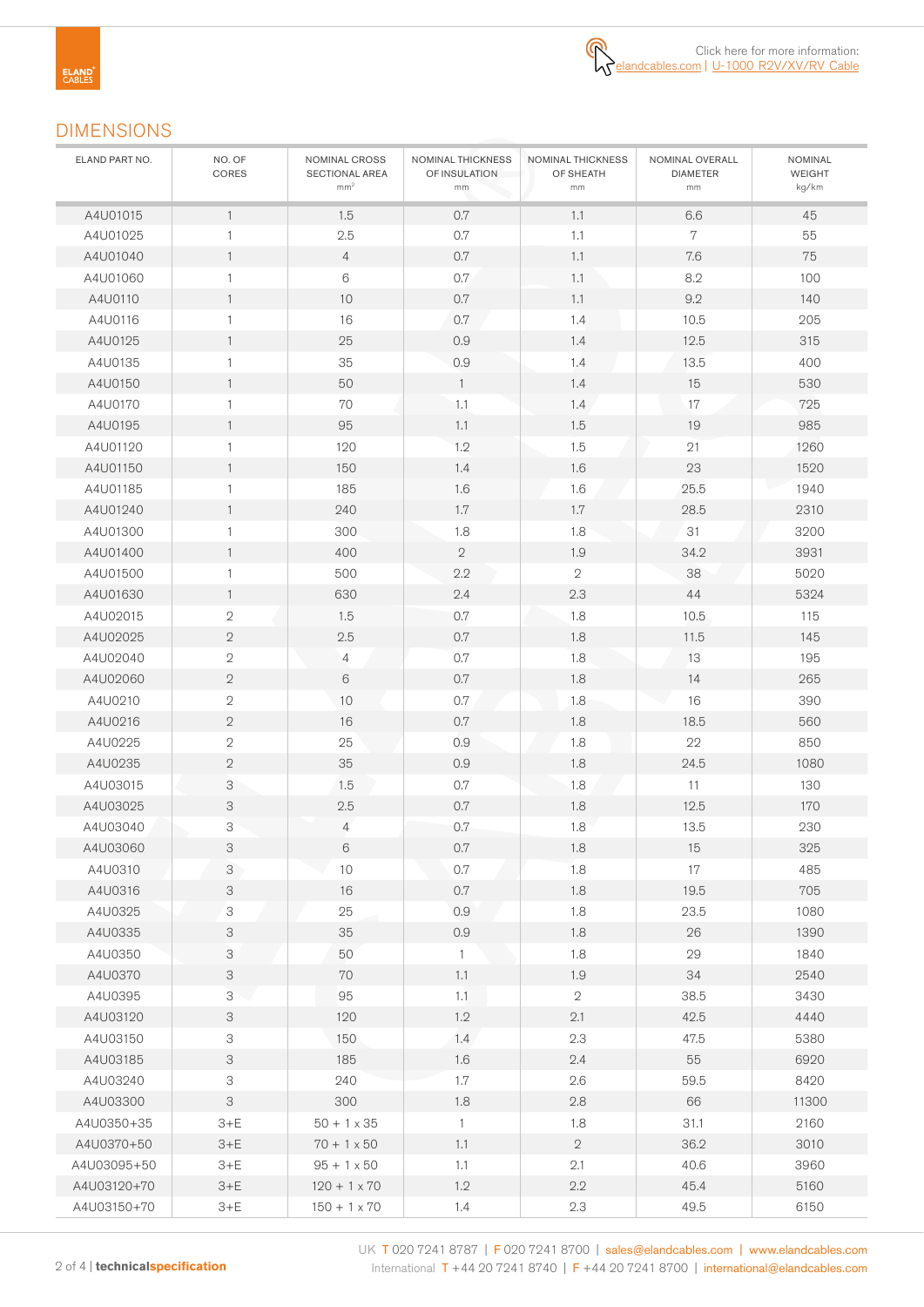Click here for more information: elandcables.com | U-1000 R2V/XV/RV Cable

## DIMENSIONS

| ELAND PART NO. | NO. OF CORES | NOMINAL CROSS SECTIONAL AREA mm² | NOMINAL THICKNESS OF INSULATION mm | NOMINAL THICKNESS OF SHEATH mm | NOMINAL OVERALL DIAMETER mm | NOMINAL WEIGHT kg/km |
|---|---|---|---|---|---|---|
| A4U01015 | 1 | 1.5 | 0.7 | 1.1 | 6.6 | 45 |
| A4U01025 | 1 | 2.5 | 0.7 | 1.1 | 7 | 55 |
| A4U01040 | 1 | 4 | 0.7 | 1.1 | 7.6 | 75 |
| A4U01060 | 1 | 6 | 0.7 | 1.1 | 8.2 | 100 |
| A4U0110 | 1 | 10 | 0.7 | 1.1 | 9.2 | 140 |
| A4U0116 | 1 | 16 | 0.7 | 1.4 | 10.5 | 205 |
| A4U0125 | 1 | 25 | 0.9 | 1.4 | 12.5 | 315 |
| A4U0135 | 1 | 35 | 0.9 | 1.4 | 13.5 | 400 |
| A4U0150 | 1 | 50 | 1 | 1.4 | 15 | 530 |
| A4U0170 | 1 | 70 | 1.1 | 1.4 | 17 | 725 |
| A4U0195 | 1 | 95 | 1.1 | 1.5 | 19 | 985 |
| A4U01120 | 1 | 120 | 1.2 | 1.5 | 21 | 1260 |
| A4U01150 | 1 | 150 | 1.4 | 1.6 | 23 | 1520 |
| A4U01185 | 1 | 185 | 1.6 | 1.6 | 25.5 | 1940 |
| A4U01240 | 1 | 240 | 1.7 | 1.7 | 28.5 | 2310 |
| A4U01300 | 1 | 300 | 1.8 | 1.8 | 31 | 3200 |
| A4U01400 | 1 | 400 | 2 | 1.9 | 34.2 | 3931 |
| A4U01500 | 1 | 500 | 2.2 | 2 | 38 | 5020 |
| A4U01630 | 1 | 630 | 2.4 | 2.3 | 44 | 5324 |
| A4U02015 | 2 | 1.5 | 0.7 | 1.8 | 10.5 | 115 |
| A4U02025 | 2 | 2.5 | 0.7 | 1.8 | 11.5 | 145 |
| A4U02040 | 2 | 4 | 0.7 | 1.8 | 13 | 195 |
| A4U02060 | 2 | 6 | 0.7 | 1.8 | 14 | 265 |
| A4U0210 | 2 | 10 | 0.7 | 1.8 | 16 | 390 |
| A4U0216 | 2 | 16 | 0.7 | 1.8 | 18.5 | 560 |
| A4U0225 | 2 | 25 | 0.9 | 1.8 | 22 | 850 |
| A4U0235 | 2 | 35 | 0.9 | 1.8 | 24.5 | 1080 |
| A4U03015 | 3 | 1.5 | 0.7 | 1.8 | 11 | 130 |
| A4U03025 | 3 | 2.5 | 0.7 | 1.8 | 12.5 | 170 |
| A4U03040 | 3 | 4 | 0.7 | 1.8 | 13.5 | 230 |
| A4U03060 | 3 | 6 | 0.7 | 1.8 | 15 | 325 |
| A4U0310 | 3 | 10 | 0.7 | 1.8 | 17 | 485 |
| A4U0316 | 3 | 16 | 0.7 | 1.8 | 19.5 | 705 |
| A4U0325 | 3 | 25 | 0.9 | 1.8 | 23.5 | 1080 |
| A4U0335 | 3 | 35 | 0.9 | 1.8 | 26 | 1390 |
| A4U0350 | 3 | 50 | 1 | 1.8 | 29 | 1840 |
| A4U0370 | 3 | 70 | 1.1 | 1.9 | 34 | 2540 |
| A4U0395 | 3 | 95 | 1.1 | 2 | 38.5 | 3430 |
| A4U03120 | 3 | 120 | 1.2 | 2.1 | 42.5 | 4440 |
| A4U03150 | 3 | 150 | 1.4 | 2.3 | 47.5 | 5380 |
| A4U03185 | 3 | 185 | 1.6 | 2.4 | 55 | 6920 |
| A4U03240 | 3 | 240 | 1.7 | 2.6 | 59.5 | 8420 |
| A4U03300 | 3 | 300 | 1.8 | 2.8 | 66 | 11300 |
| A4U0350+35 | 3+E | 50 + 1 x 35 | 1 | 1.8 | 31.1 | 2160 |
| A4U0370+50 | 3+E | 70 + 1 x 50 | 1.1 | 2 | 36.2 | 3010 |
| A4U03095+50 | 3+E | 95 + 1 x 50 | 1.1 | 2.1 | 40.6 | 3960 |
| A4U03120+70 | 3+E | 120 + 1 x 70 | 1.2 | 2.2 | 45.4 | 5160 |
| A4U03150+70 | 3+E | 150 + 1 x 70 | 1.4 | 2.3 | 49.5 | 6150 |

UK T 020 7241 8787 | F 020 7241 8700 | sales@elandcables.com | www.elandcables.com
International T +44 20 7241 8740 | F +44 20 7241 8700 | international@elandcables.com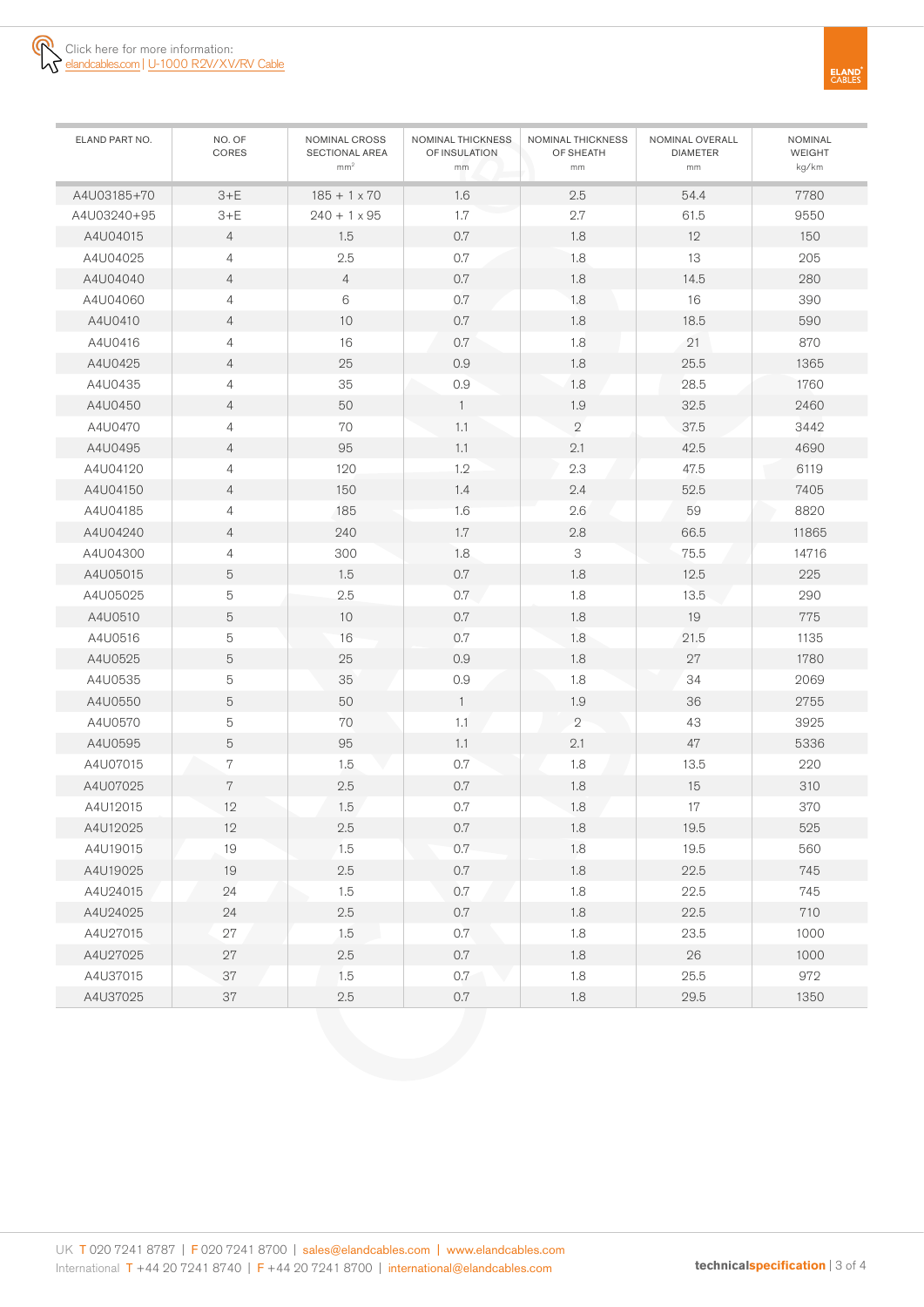Click here for more information:
elandcables.com | U-1000 R2V/XV/RV Cable

| ELAND PART NO. | NO. OF CORES | NOMINAL CROSS SECTIONAL AREA $mm^2$ | NOMINAL THICKNESS OF INSULATION mm | NOMINAL THICKNESS OF SHEATH mm | NOMINAL OVERALL DIAMETER mm | NOMINAL WEIGHT kg/km |
|---|---|---|---|---|---|---|
| A4U03185+70 | 3+E | 185 + 1 x 70 | 1.6 | 2.5 | 54.4 | 7780 |
| A4U03240+95 | 3+E | 240 + 1 x 95 | 1.7 | 2.7 | 61.5 | 9550 |
| A4U04015 | 4 | 1.5 | 0.7 | 1.8 | 12 | 150 |
| A4U04025 | 4 | 2.5 | 0.7 | 1.8 | 13 | 205 |
| A4U04040 | 4 | 4 | 0.7 | 1.8 | 14.5 | 280 |
| A4U04060 | 4 | 6 | 0.7 | 1.8 | 16 | 390 |
| A4U0410 | 4 | 10 | 0.7 | 1.8 | 18.5 | 590 |
| A4U0416 | 4 | 16 | 0.7 | 1.8 | 21 | 870 |
| A4U0425 | 4 | 25 | 0.9 | 1.8 | 25.5 | 1365 |
| A4U0435 | 4 | 35 | 0.9 | 1.8 | 28.5 | 1760 |
| A4U0450 | 4 | 50 | 1 | 1.9 | 32.5 | 2460 |
| A4U0470 | 4 | 70 | 1.1 | 2 | 37.5 | 3442 |
| A4U0495 | 4 | 95 | 1.1 | 2.1 | 42.5 | 4690 |
| A4U04120 | 4 | 120 | 1.2 | 2.3 | 47.5 | 6119 |
| A4U04150 | 4 | 150 | 1.4 | 2.4 | 52.5 | 7405 |
| A4U04185 | 4 | 185 | 1.6 | 2.6 | 59 | 8820 |
| A4U04240 | 4 | 240 | 1.7 | 2.8 | 66.5 | 11865 |
| A4U04300 | 4 | 300 | 1.8 | 3 | 75.5 | 14716 |
| A4U05015 | 5 | 1.5 | 0.7 | 1.8 | 12.5 | 225 |
| A4U05025 | 5 | 2.5 | 0.7 | 1.8 | 13.5 | 290 |
| A4U0510 | 5 | 10 | 0.7 | 1.8 | 19 | 775 |
| A4U0516 | 5 | 16 | 0.7 | 1.8 | 21.5 | 1135 |
| A4U0525 | 5 | 25 | 0.9 | 1.8 | 27 | 1780 |
| A4U0535 | 5 | 35 | 0.9 | 1.8 | 34 | 2069 |
| A4U0550 | 5 | 50 | 1 | 1.9 | 36 | 2755 |
| A4U0570 | 5 | 70 | 1.1 | 2 | 43 | 3925 |
| A4U0595 | 5 | 95 | 1.1 | 2.1 | 47 | 5336 |
| A4U07015 | 7 | 1.5 | 0.7 | 1.8 | 13.5 | 220 |
| A4U07025 | 7 | 2.5 | 0.7 | 1.8 | 15 | 310 |
| A4U12015 | 12 | 1.5 | 0.7 | 1.8 | 17 | 370 |
| A4U12025 | 12 | 2.5 | 0.7 | 1.8 | 19.5 | 525 |
| A4U19015 | 19 | 1.5 | 0.7 | 1.8 | 19.5 | 560 |
| A4U19025 | 19 | 2.5 | 0.7 | 1.8 | 22.5 | 745 |
| A4U24015 | 24 | 1.5 | 0.7 | 1.8 | 22.5 | 745 |
| A4U24025 | 24 | 2.5 | 0.7 | 1.8 | 22.5 | 710 |
| A4U27015 | 27 | 1.5 | 0.7 | 1.8 | 23.5 | 1000 |
| A4U27025 | 27 | 2.5 | 0.7 | 1.8 | 26 | 1000 |
| A4U37015 | 37 | 1.5 | 0.7 | 1.8 | 25.5 | 972 |
| A4U37025 | 37 | 2.5 | 0.7 | 1.8 | 29.5 | 1350 |

UK T 020 7241 8787 | F 020 7241 8700 | sales@elandcables.com | www.elandcables.com
International T +44 20 7241 8740 | F +44 20 7241 8700 | international@elandcables.com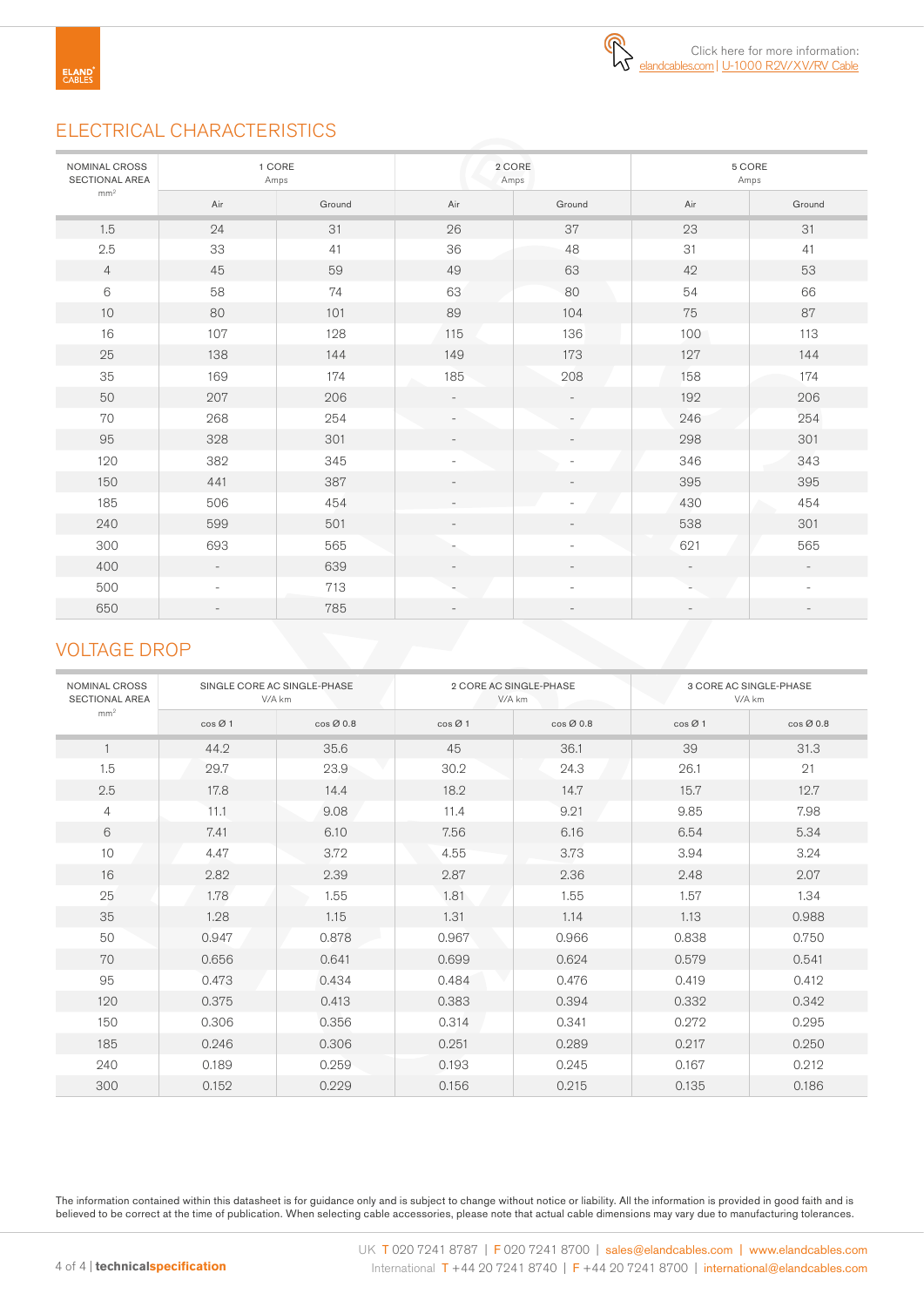Click here for more information: elandcables.com | U-1000 R2V/XV/RV Cable

## ELECTRICAL CHARACTERISTICS

| NOMINAL CROSS SECTIONAL AREA mm² | 1 CORE Amps | | 2 CORE Amps | | 5 CORE Amps | |
|---|---|---|---|---|---|---|
| | Air | Ground | Air | Ground | Air | Ground |
| 1.5 | 24 | 31 | 26 | 37 | 23 | 31 |
| 2.5 | 33 | 41 | 36 | 48 | 31 | 41 |
| 4 | 45 | 59 | 49 | 63 | 42 | 53 |
| 6 | 58 | 74 | 63 | 80 | 54 | 66 |
| 10 | 80 | 101 | 89 | 104 | 75 | 87 |
| 16 | 107 | 128 | 115 | 136 | 100 | 113 |
| 25 | 138 | 144 | 149 | 173 | 127 | 144 |
| 35 | 169 | 174 | 185 | 208 | 158 | 174 |
| 50 | 207 | 206 | - | - | 192 | 206 |
| 70 | 268 | 254 | - | - | 246 | 254 |
| 95 | 328 | 301 | - | - | 298 | 301 |
| 120 | 382 | 345 | - | - | 346 | 343 |
| 150 | 441 | 387 | - | - | 395 | 395 |
| 185 | 506 | 454 | - | - | 430 | 454 |
| 240 | 599 | 501 | - | - | 538 | 301 |
| 300 | 693 | 565 | - | - | 621 | 565 |
| 400 | - | 639 | - | - | - | - |
| 500 | - | 713 | - | - | - | - |
| 650 | - | 785 | - | - | - | - |

## VOLTAGE DROP

| NOMINAL CROSS SECTIONAL AREA mm² | SINGLE CORE AC SINGLE-PHASE V/A km | | 2 CORE AC SINGLE-PHASE V/A km | | 3 CORE AC SINGLE-PHASE V/A km | |
|---|---|---|---|---|---|---|
| | cos Ø 1 | cos Ø 0.8 | cos Ø 1 | cos Ø 0.8 | cos Ø 1 | cos Ø 0.8 |
| 1 | 44.2 | 35.6 | 45 | 36.1 | 39 | 31.3 |
| 1.5 | 29.7 | 23.9 | 30.2 | 24.3 | 26.1 | 21 |
| 2.5 | 17.8 | 14.4 | 18.2 | 14.7 | 15.7 | 12.7 |
| 4 | 11.1 | 9.08 | 11.4 | 9.21 | 9.85 | 7.98 |
| 6 | 7.41 | 6.10 | 7.56 | 6.16 | 6.54 | 5.34 |
| 10 | 4.47 | 3.72 | 4.55 | 3.73 | 3.94 | 3.24 |
| 16 | 2.82 | 2.39 | 2.87 | 2.36 | 2.48 | 2.07 |
| 25 | 1.78 | 1.55 | 1.81 | 1.55 | 1.57 | 1.34 |
| 35 | 1.28 | 1.15 | 1.31 | 1.14 | 1.13 | 0.988 |
| 50 | 0.947 | 0.878 | 0.967 | 0.966 | 0.838 | 0.750 |
| 70 | 0.656 | 0.641 | 0.699 | 0.624 | 0.579 | 0.541 |
| 95 | 0.473 | 0.434 | 0.484 | 0.476 | 0.419 | 0.412 |
| 120 | 0.375 | 0.413 | 0.383 | 0.394 | 0.332 | 0.342 |
| 150 | 0.306 | 0.356 | 0.314 | 0.341 | 0.272 | 0.295 |
| 185 | 0.246 | 0.306 | 0.251 | 0.289 | 0.217 | 0.250 |
| 240 | 0.189 | 0.259 | 0.193 | 0.245 | 0.167 | 0.212 |
| 300 | 0.152 | 0.229 | 0.156 | 0.215 | 0.135 | 0.186 |

The information contained within this datasheet is for guidance only and is subject to change without notice or liability. All the information is provided in good faith and is believed to be correct at the time of publication. When selecting cable accessories, please note that actual cable dimensions may vary due to manufacturing tolerances.

UK T 020 7241 8787 | F 020 7241 8700 | sales@elandcables.com | www.elandcables.com
International T +44 20 7241 8740 | F +44 20 7241 8700 | international@elandcables.com